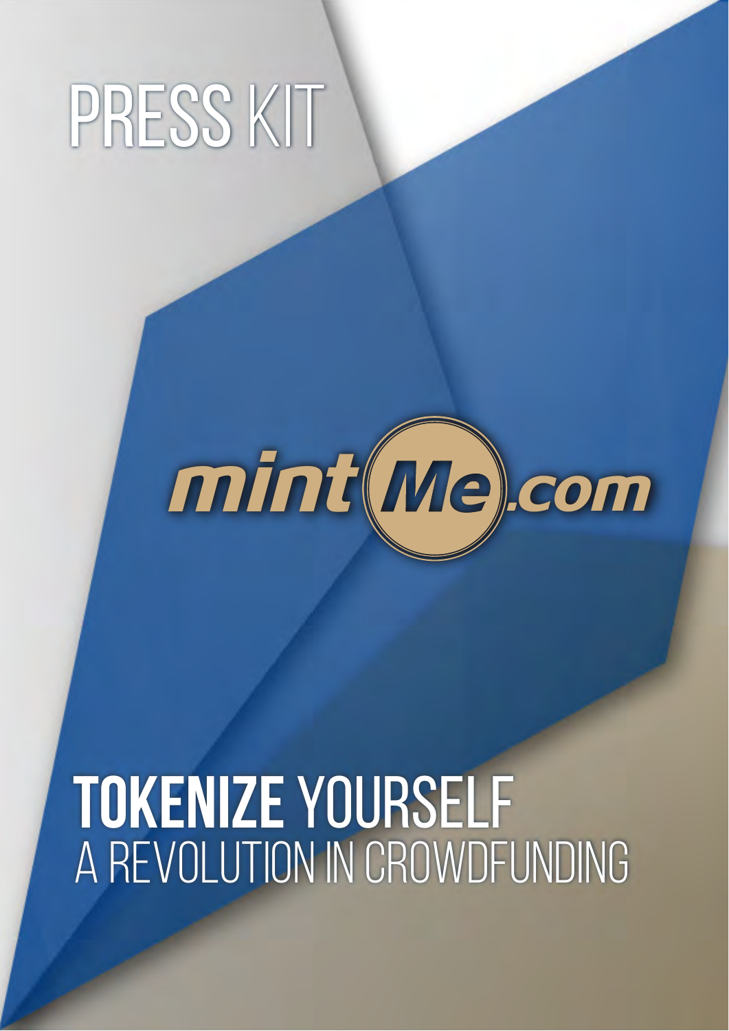# PRESS KIT

mintMe.com

# TOKENIZE YOURSELF
## A REVOLUTION IN CROWDFUNDING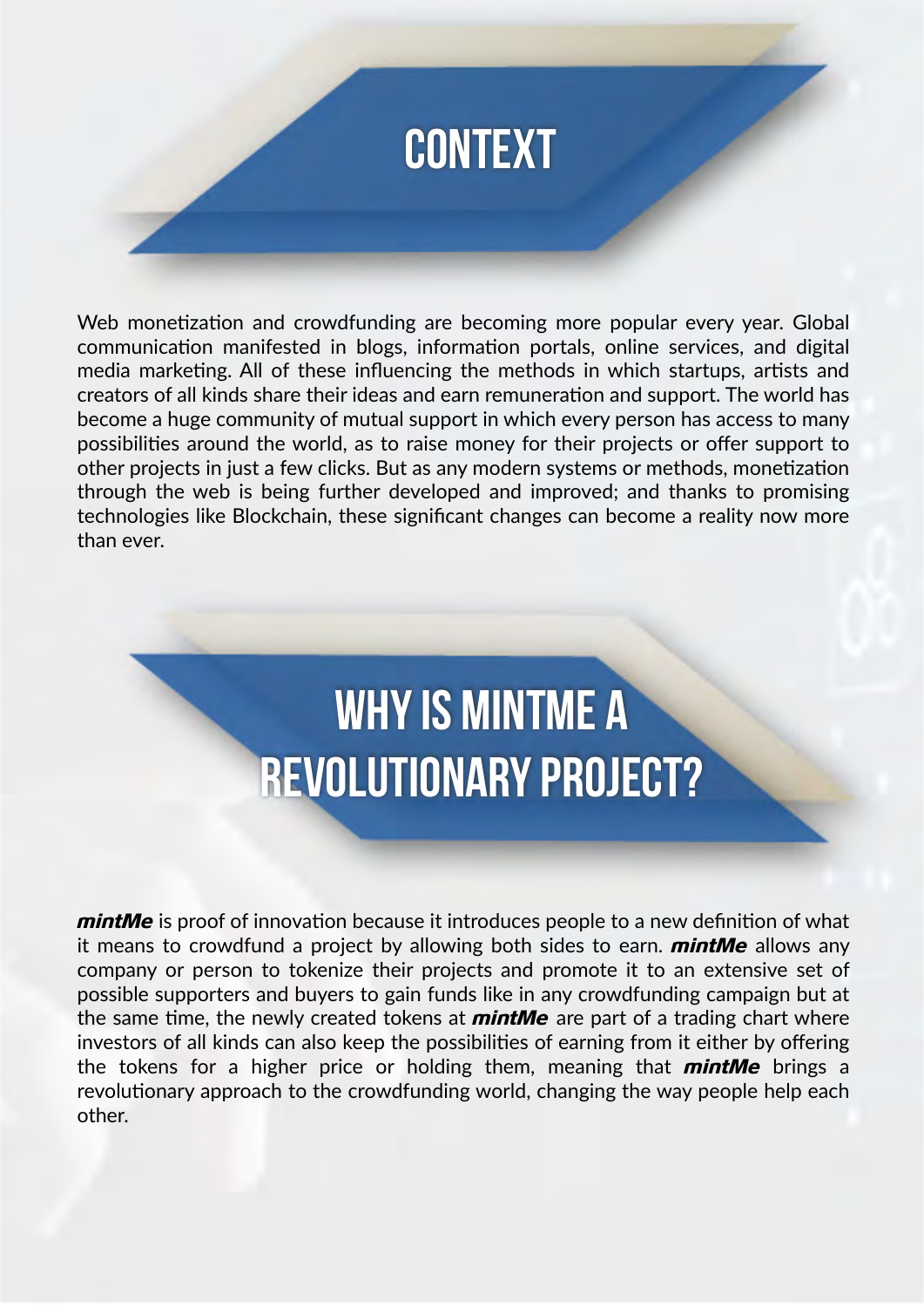# CONTEXT

Web monetization and crowdfunding are becoming more popular every year. Global communication manifested in blogs, information portals, online services, and digital media marketing. All of these influencing the methods in which startups, artists and creators of all kinds share their ideas and earn remuneration and support. The world has become a huge community of mutual support in which every person has access to many possibilities around the world, as to raise money for their projects or offer support to other projects in just a few clicks. But as any modern systems or methods, monetization through the web is being further developed and improved; and thanks to promising technologies like Blockchain, these significant changes can become a reality now more than ever.

# WHY IS MINTME A REVOLUTIONARY PROJECT?

***mintMe*** is proof of innovation because it introduces people to a new definition of what it means to crowdfund a project by allowing both sides to earn. ***mintMe*** allows any company or person to tokenize their projects and promote it to an extensive set of possible supporters and buyers to gain funds like in any crowdfunding campaign but at the same time, the newly created tokens at ***mintMe*** are part of a trading chart where investors of all kinds can also keep the possibilities of earning from it either by offering the tokens for a higher price or holding them, meaning that ***mintMe*** brings a revolutionary approach to the crowdfunding world, changing the way people help each other.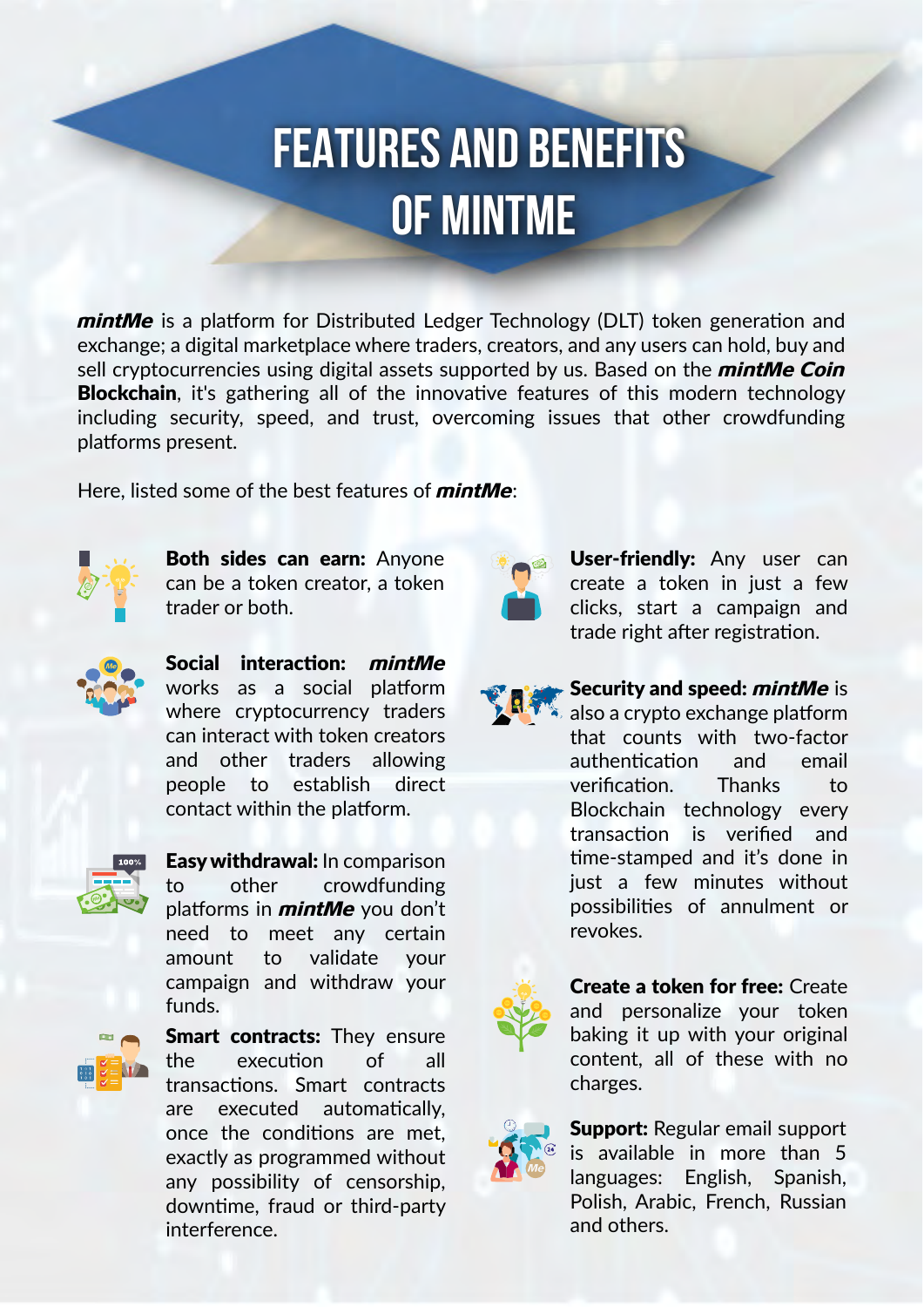# FEATURES AND BENEFITS OF MINTME

***mintMe*** is a platform for Distributed Ledger Technology (DLT) token generation and exchange; a digital marketplace where traders, creators, and any users can hold, buy and sell cryptocurrencies using digital assets supported by us. Based on the ***mintMe Coin*** **Blockchain**, it's gathering all of the innovative features of this modern technology including security, speed, and trust, overcoming issues that other crowdfunding platforms present.

Here, listed some of the best features of ***mintMe***:

**Both sides can earn:** Anyone can be a token creator, a token trader or both.

**Social interaction:** ***mintMe*** works as a social platform where cryptocurrency traders can interact with token creators and other traders allowing people to establish direct contact within the platform.

**Easy withdrawal:** In comparison to other crowdfunding platforms in ***mintMe*** you don't need to meet any certain amount to validate your campaign and withdraw your funds.

**Smart contracts:** They ensure the execution of all transactions. Smart contracts are executed automatically, once the conditions are met, exactly as programmed without any possibility of censorship, downtime, fraud or third-party interference.

**User-friendly:** Any user can create a token in just a few clicks, start a campaign and trade right after registration.

**Security and speed:** ***mintMe*** is also a crypto exchange platform that counts with two-factor authentication and email verification. Thanks to Blockchain technology every transaction is verified and time-stamped and it's done in just a few minutes without possibilities of annulment or revokes.

**Create a token for free:** Create and personalize your token baking it up with your original content, all of these with no charges.

**Support:** Regular email support is available in more than 5 languages: English, Spanish, Polish, Arabic, French, Russian and others.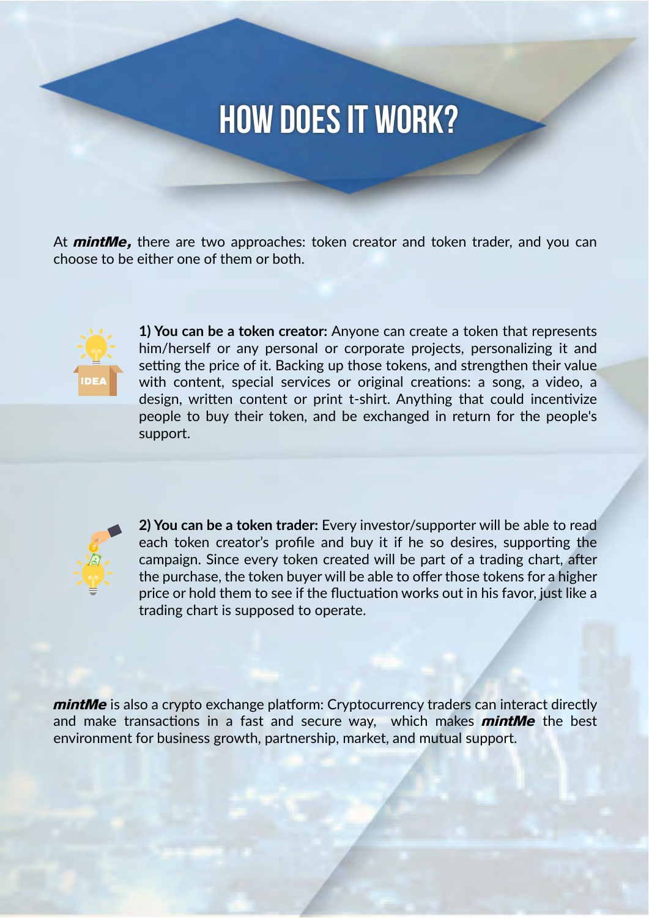# HOW DOES IT WORK?

At ***mintMe,*** there are two approaches: token creator and token trader, and you can choose to be either one of them or both.

**1) You can be a token creator:** Anyone can create a token that represents him/herself or any personal or corporate projects, personalizing it and setting the price of it. Backing up those tokens, and strengthen their value with content, special services or original creations: a song, a video, a design, written content or print t-shirt. Anything that could incentivize people to buy their token, and be exchanged in return for the people's support.

**2) You can be a token trader:** Every investor/supporter will be able to read each token creator's profile and buy it if he so desires, supporting the campaign. Since every token created will be part of a trading chart, after the purchase, the token buyer will be able to offer those tokens for a higher price or hold them to see if the fluctuation works out in his favor, just like a trading chart is supposed to operate.

***mintMe*** is also a crypto exchange platform: Cryptocurrency traders can interact directly and make transactions in a fast and secure way, which makes ***mintMe*** the best environment for business growth, partnership, market, and mutual support.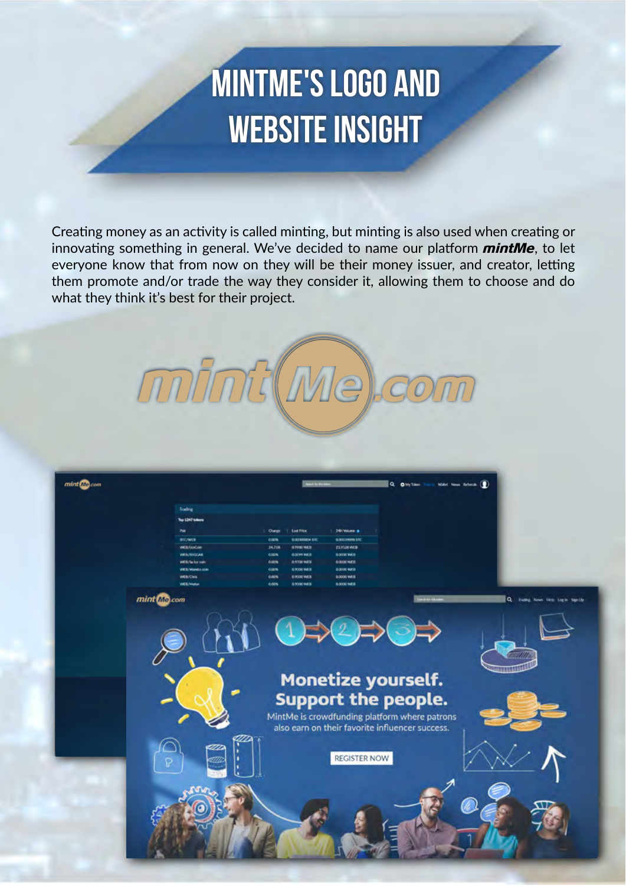# MINTME'S LOGO AND WEBSITE INSIGHT

Creating money as an activity is called minting, but minting is also used when creating or innovating something in general. We've decided to name our platform ***mintMe***, to let everyone know that from now on they will be their money issuer, and creator, letting them promote and/or trade the way they consider it, allowing them to choose and do what they think it's best for their project.